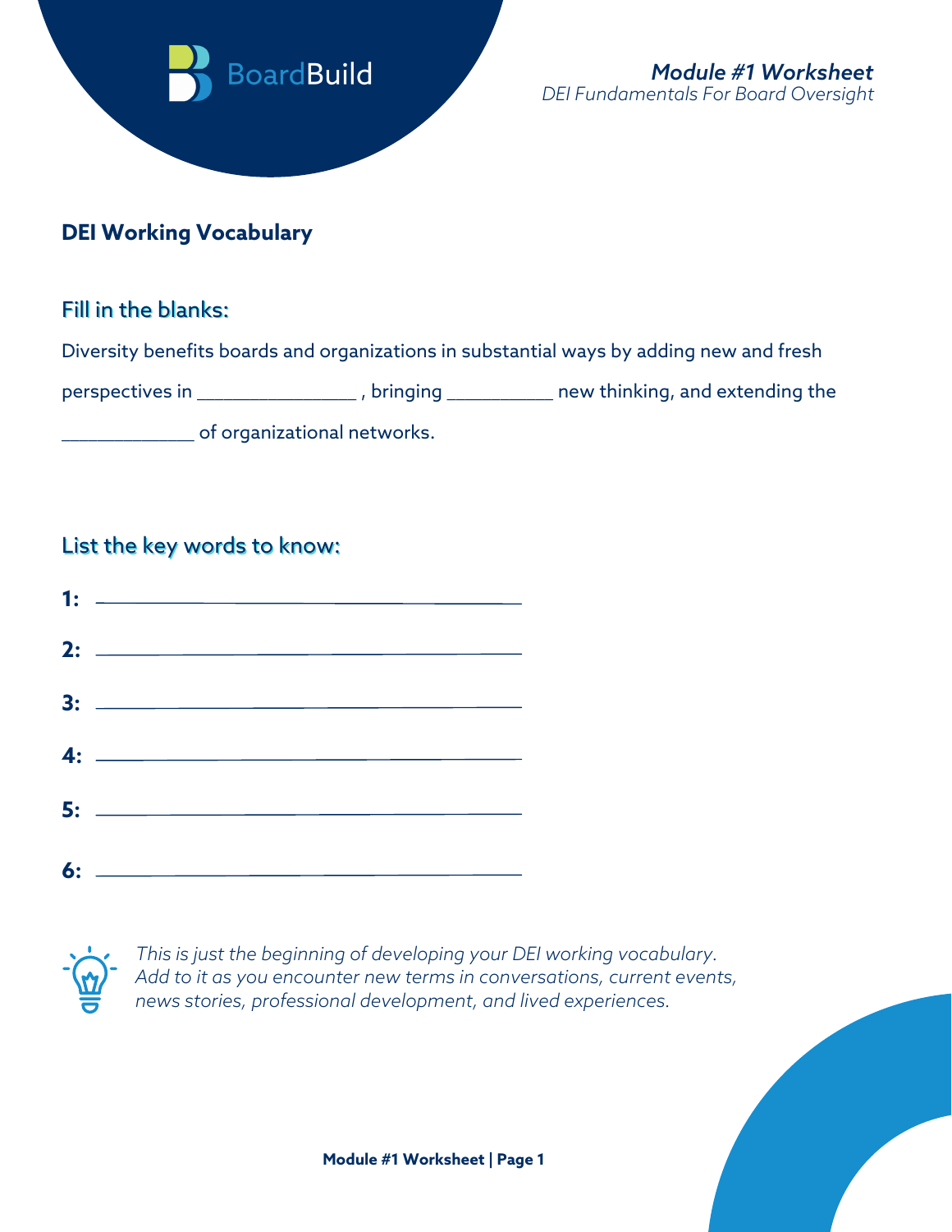BoardBuild

***Module #1 Worksheet***
*DEI Fundamentals For Board Oversight*

## DEI Working Vocabulary

### Fill in the blanks:

Diversity benefits boards and organizations in substantial ways by adding new and fresh perspectives in _______________ , bringing __________ new thinking, and extending the ____________ of organizational networks.

### List the key words to know:

**1:** ________________________________

**2:** ________________________________

**3:** ________________________________

**4:** ________________________________

**5:** ________________________________

**6:** ________________________________

*This is just the beginning of developing your DEI working vocabulary. Add to it as you encounter new terms in conversations, current events, news stories, professional development, and lived experiences.*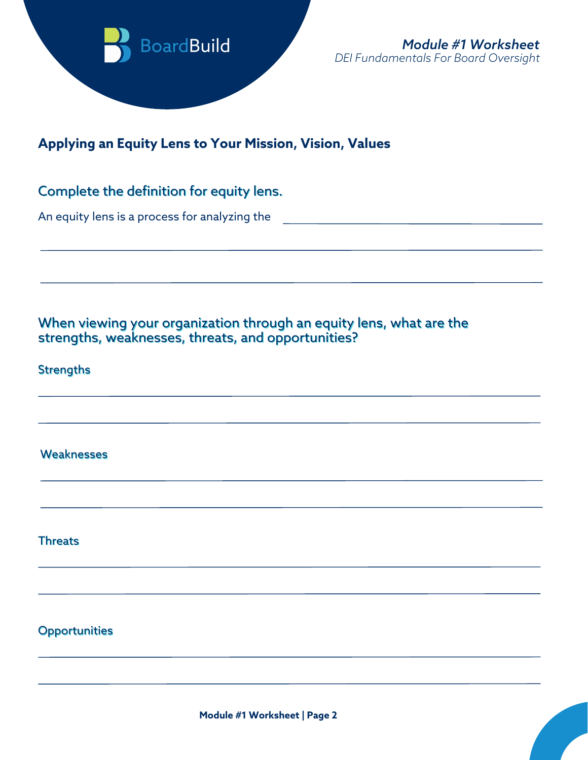## Applying an Equity Lens to Your Mission, Vision, Values

### Complete the definition for equity lens.

An equity lens is a process for analyzing the ______________________________

_____________________________________________________________

_____________________________________________________________

### When viewing your organization through an equity lens, what are the strengths, weaknesses, threats, and opportunities?

**Strengths**

_____________________________________________________________

_____________________________________________________________

**Weaknesses**

_____________________________________________________________

_____________________________________________________________

**Threats**

_____________________________________________________________

_____________________________________________________________

**Opportunities**

_____________________________________________________________

_____________________________________________________________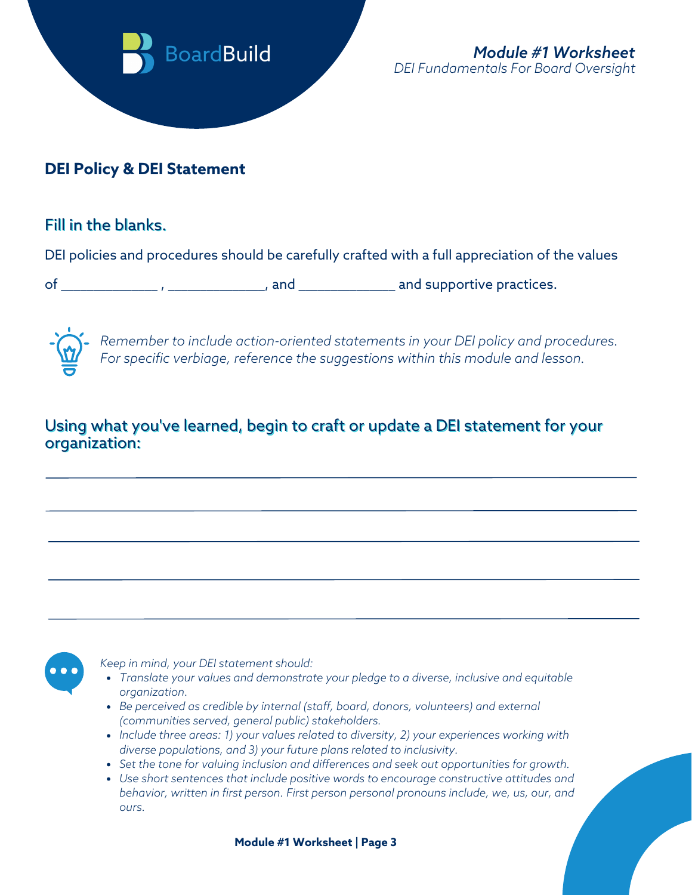## DEI Policy & DEI Statement

### Fill in the blanks.

DEI policies and procedures should be carefully crafted with a full appreciation of the values of ____________ , ____________, and ____________ and supportive practices.

*Remember to include action-oriented statements in your DEI policy and procedures. For specific verbiage, reference the suggestions within this module and lesson.*

### Using what you've learned, begin to craft or update a DEI statement for your organization:

______________________________________________________________________________

______________________________________________________________________________

______________________________________________________________________________

______________________________________________________________________________

______________________________________________________________________________

*Keep in mind, your DEI statement should:*

- *Translate your values and demonstrate your pledge to a diverse, inclusive and equitable organization.*
- *Be perceived as credible by internal (staff, board, donors, volunteers) and external (communities served, general public) stakeholders.*
- *Include three areas: 1) your values related to diversity, 2) your experiences working with diverse populations, and 3) your future plans related to inclusivity.*
- *Set the tone for valuing inclusion and differences and seek out opportunities for growth.*
- *Use short sentences that include positive words to encourage constructive attitudes and behavior, written in first person. First person personal pronouns include, we, us, our, and ours.*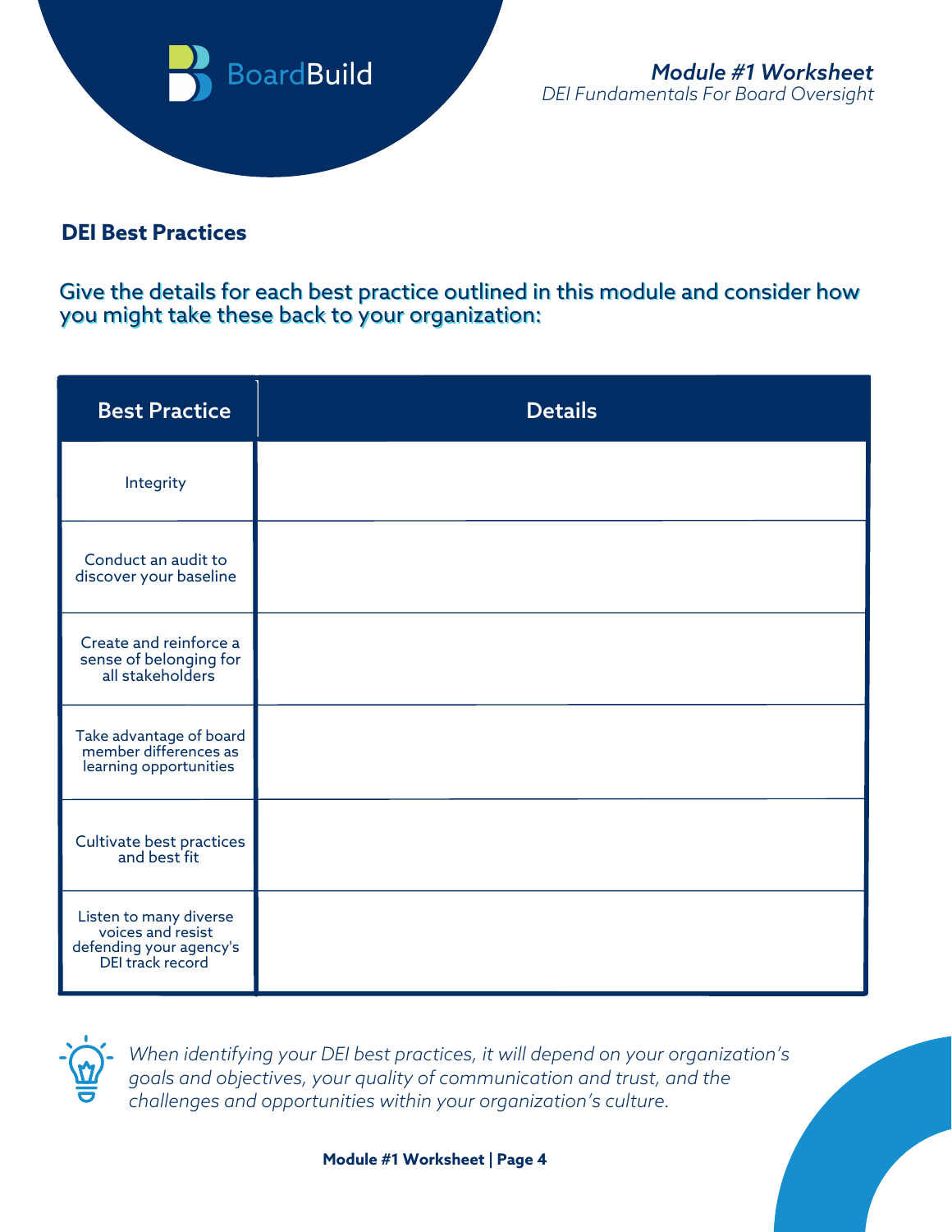## DEI Best Practices

### Give the details for each best practice outlined in this module and consider how you might take these back to your organization:

| Best Practice | Details |
|---|---|
| Integrity | |
| Conduct an audit to discover your baseline | |
| Create and reinforce a sense of belonging for all stakeholders | |
| Take advantage of board member differences as learning opportunities | |
| Cultivate best practices and best fit | |
| Listen to many diverse voices and resist defending your agency's DEI track record | |

*When identifying your DEI best practices, it will depend on your organization's goals and objectives, your quality of communication and trust, and the challenges and opportunities within your organization's culture.*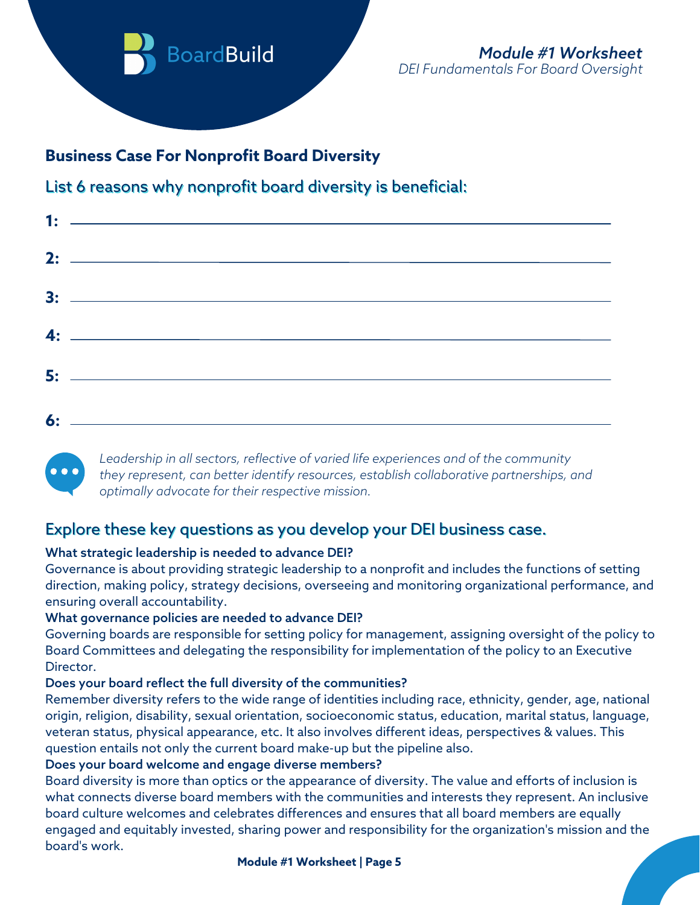**Business Case For Nonprofit Board Diversity**

## List 6 reasons why nonprofit board diversity is beneficial:

**1:** ______________________________

**2:** ______________________________

**3:** ______________________________

**4:** ______________________________

**5:** ______________________________

**6:** ______________________________

*Leadership in all sectors, reflective of varied life experiences and of the community they represent, can better identify resources, establish collaborative partnerships, and optimally advocate for their respective mission.*

## Explore these key questions as you develop your DEI business case.

**What strategic leadership is needed to advance DEI?**
Governance is about providing strategic leadership to a nonprofit and includes the functions of setting direction, making policy, strategy decisions, overseeing and monitoring organizational performance, and ensuring overall accountability.

**What governance policies are needed to advance DEI?**
Governing boards are responsible for setting policy for management, assigning oversight of the policy to Board Committees and delegating the responsibility for implementation of the policy to an Executive Director.

**Does your board reflect the full diversity of the communities?**
Remember diversity refers to the wide range of identities including race, ethnicity, gender, age, national origin, religion, disability, sexual orientation, socioeconomic status, education, marital status, language, veteran status, physical appearance, etc. It also involves different ideas, perspectives & values. This question entails not only the current board make-up but the pipeline also.

**Does your board welcome and engage diverse members?**
Board diversity is more than optics or the appearance of diversity. The value and efforts of inclusion is what connects diverse board members with the communities and interests they represent. An inclusive board culture welcomes and celebrates differences and ensures that all board members are equally engaged and equitably invested, sharing power and responsibility for the organization's mission and the board's work.